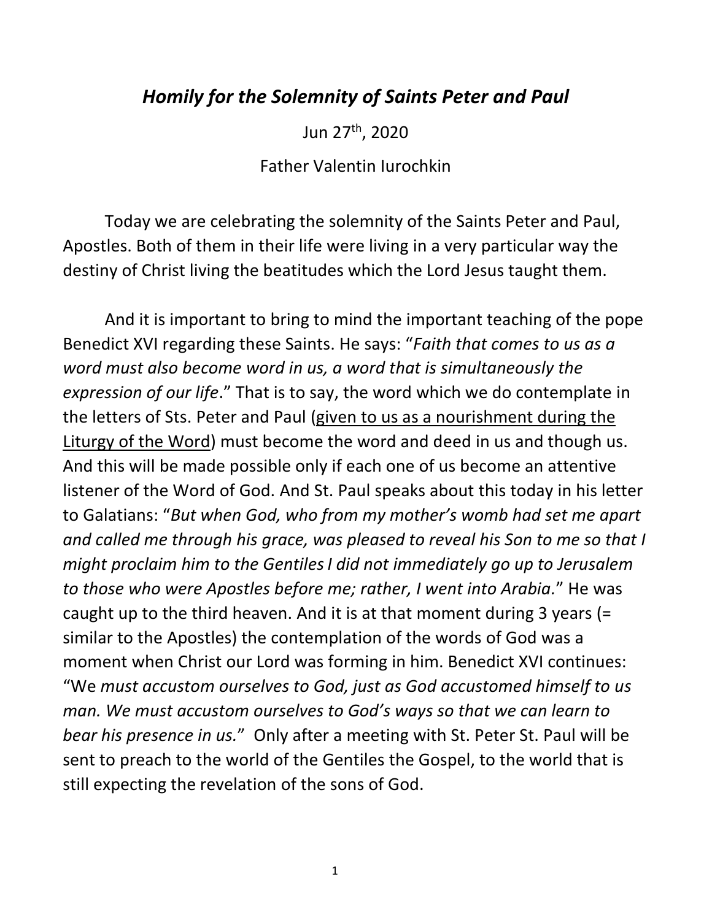# *Homily for the Solemnity of Saints Peter and Paul*

Jun 27th, 2020

Father Valentin Iurochkin

Today we are celebrating the solemnity of the Saints Peter and Paul, Apostles. Both of them in their life were living in a very particular way the destiny of Christ living the beatitudes which the Lord Jesus taught them.

And it is important to bring to mind the important teaching of the pope Benedict XVI regarding these Saints. He says: "*Faith that comes to us as a word must also become word in us, a word that is simultaneously the expression of our life*." That is to say, the word which we do contemplate in the letters of Sts. Peter and Paul (<u>given to us as a nourishment during the Liturgy of the Word</u>) must become the word and deed in us and though us. And this will be made possible only if each one of us become an attentive listener of the Word of God. And St. Paul speaks about this today in his letter to Galatians: "*But when God, who from my mother's womb had set me apart and called me through his grace, was pleased to reveal his Son to me so that I might proclaim him to the Gentiles I did not immediately go up to Jerusalem to those who were Apostles before me; rather, I went into Arabia.*" He was caught up to the third heaven. And it is at that moment during 3 years (= similar to the Apostles) the contemplation of the words of God was a moment when Christ our Lord was forming in him. Benedict XVI continues: "We *must accustom ourselves to God, just as God accustomed himself to us man. We must accustom ourselves to God's ways so that we can learn to bear his presence in us.*" Only after a meeting with St. Peter St. Paul will be sent to preach to the world of the Gentiles the Gospel, to the world that is still expecting the revelation of the sons of God.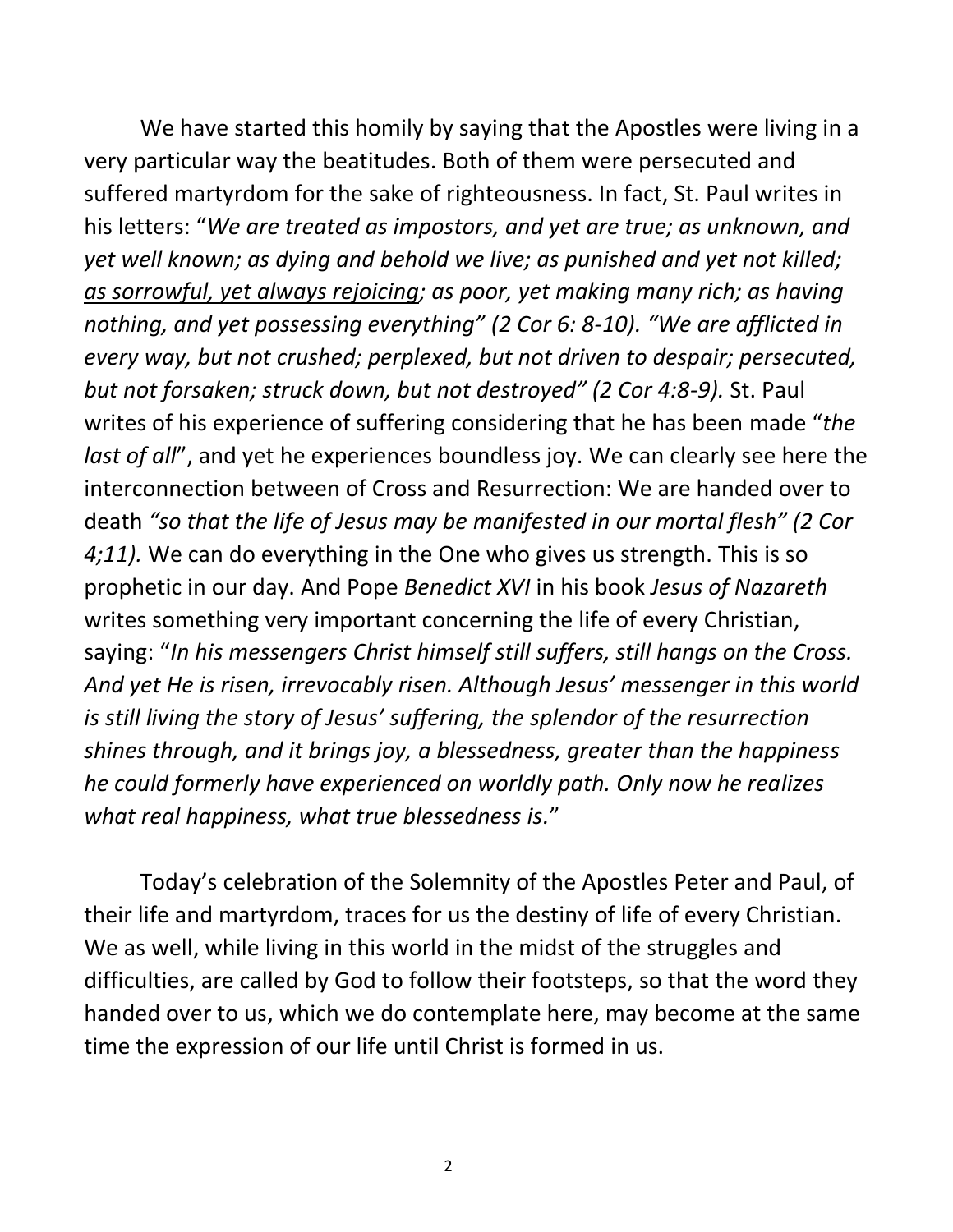We have started this homily by saying that the Apostles were living in a very particular way the beatitudes. Both of them were persecuted and suffered martyrdom for the sake of righteousness. In fact, St. Paul writes in his letters: "*We are treated as impostors, and yet are true; as unknown, and yet well known; as dying and behold we live; as punished and yet not killed; <u>as sorrowful, yet always rejoicing</u>; as poor, yet making many rich; as having nothing, and yet possessing everything" (2 Cor 6: 8-10). "We are afflicted in every way, but not crushed; perplexed, but not driven to despair; persecuted, but not forsaken; struck down, but not destroyed" (2 Cor 4:8-9).* St. Paul writes of his experience of suffering considering that he has been made "*the last of all*", and yet he experiences boundless joy. We can clearly see here the interconnection between of Cross and Resurrection: We are handed over to death *"so that the life of Jesus may be manifested in our mortal flesh" (2 Cor 4;11).* We can do everything in the One who gives us strength. This is so prophetic in our day. And Pope *Benedict XVI* in his book *Jesus of Nazareth* writes something very important concerning the life of every Christian, saying: "*In his messengers Christ himself still suffers, still hangs on the Cross. And yet He is risen, irrevocably risen. Although Jesus' messenger in this world is still living the story of Jesus' suffering, the splendor of the resurrection shines through, and it brings joy, a blessedness, greater than the happiness he could formerly have experienced on worldly path. Only now he realizes what real happiness, what true blessedness is.*"

Today's celebration of the Solemnity of the Apostles Peter and Paul, of their life and martyrdom, traces for us the destiny of life of every Christian. We as well, while living in this world in the midst of the struggles and difficulties, are called by God to follow their footsteps, so that the word they handed over to us, which we do contemplate here, may become at the same time the expression of our life until Christ is formed in us.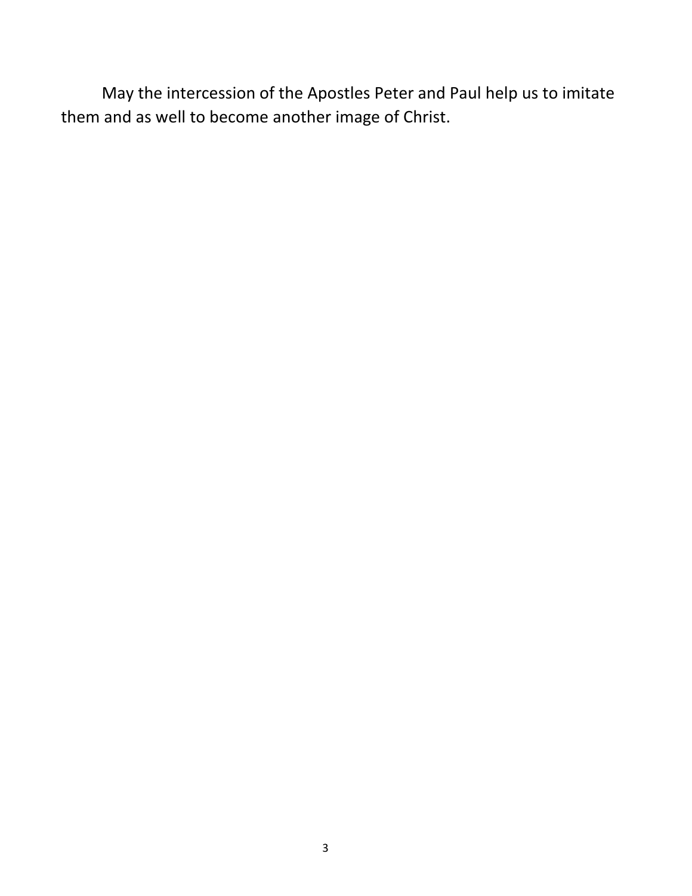May the intercession of the Apostles Peter and Paul help us to imitate them and as well to become another image of Christ.